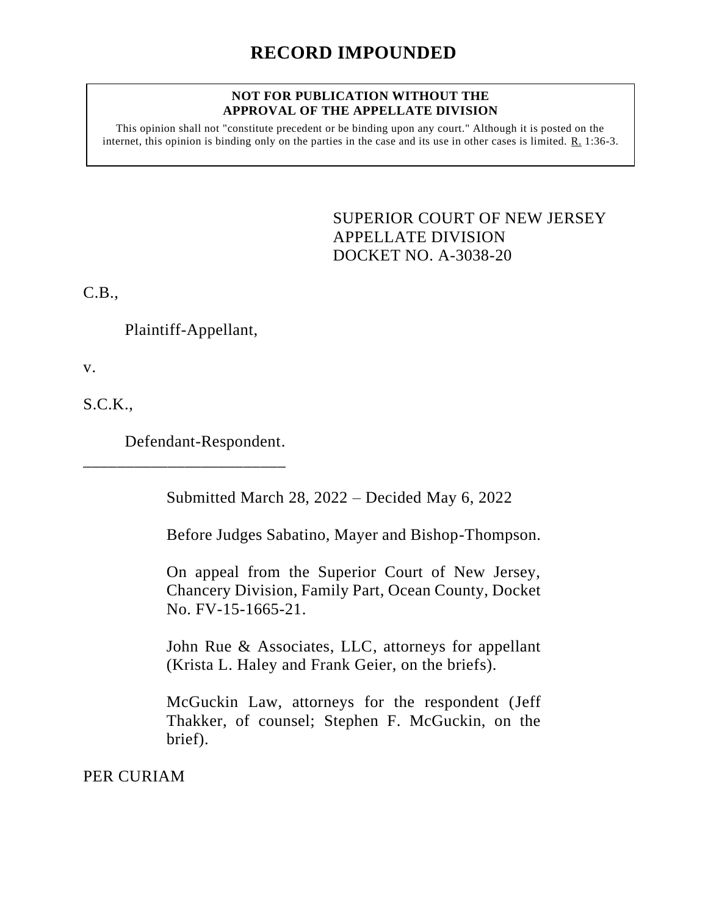# RECORD IMPOUNDED

**NOT FOR PUBLICATION WITHOUT THE APPROVAL OF THE APPELLATE DIVISION**

This opinion shall not "constitute precedent or be binding upon any court." Although it is posted on the internet, this opinion is binding only on the parties in the case and its use in other cases is limited. R. 1:36-3.

SUPERIOR COURT OF NEW JERSEY
APPELLATE DIVISION
DOCKET NO. A-3038-20

C.B.,

Plaintiff-Appellant,

v.

S.C.K.,

Defendant-Respondent.

\_\_\_\_\_\_\_\_\_\_\_\_\_\_\_\_\_\_\_\_\_\_\_\_\_\_

Submitted March 28, 2022 – Decided May 6, 2022

Before Judges Sabatino, Mayer and Bishop-Thompson.

On appeal from the Superior Court of New Jersey, Chancery Division, Family Part, Ocean County, Docket No. FV-15-1665-21.

John Rue & Associates, LLC, attorneys for appellant (Krista L. Haley and Frank Geier, on the briefs).

McGuckin Law, attorneys for the respondent (Jeff Thakker, of counsel; Stephen F. McGuckin, on the brief).

PER CURIAM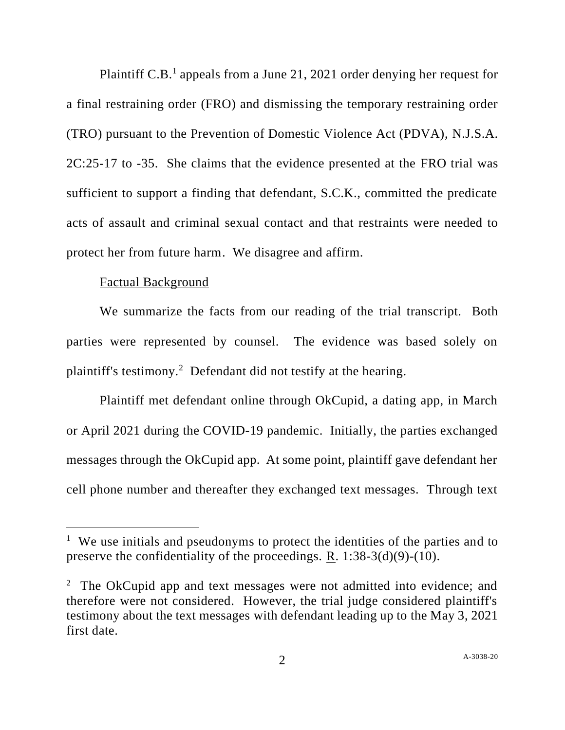Plaintiff C.B.[1] appeals from a June 21, 2021 order denying her request for a final restraining order (FRO) and dismissing the temporary restraining order (TRO) pursuant to the Prevention of Domestic Violence Act (PDVA), N.J.S.A. 2C:25-17 to -35. She claims that the evidence presented at the FRO trial was sufficient to support a finding that defendant, S.C.K., committed the predicate acts of assault and criminal sexual contact and that restraints were needed to protect her from future harm. We disagree and affirm.

Factual Background

We summarize the facts from our reading of the trial transcript. Both parties were represented by counsel. The evidence was based solely on plaintiff's testimony.[2] Defendant did not testify at the hearing.

Plaintiff met defendant online through OkCupid, a dating app, in March or April 2021 during the COVID-19 pandemic. Initially, the parties exchanged messages through the OkCupid app. At some point, plaintiff gave defendant her cell phone number and thereafter they exchanged text messages. Through text

---

[1] We use initials and pseudonyms to protect the identities of the parties and to preserve the confidentiality of the proceedings. R. 1:38-3(d)(9)-(10).

[2] The OkCupid app and text messages were not admitted into evidence; and therefore were not considered. However, the trial judge considered plaintiff's testimony about the text messages with defendant leading up to the May 3, 2021 first date.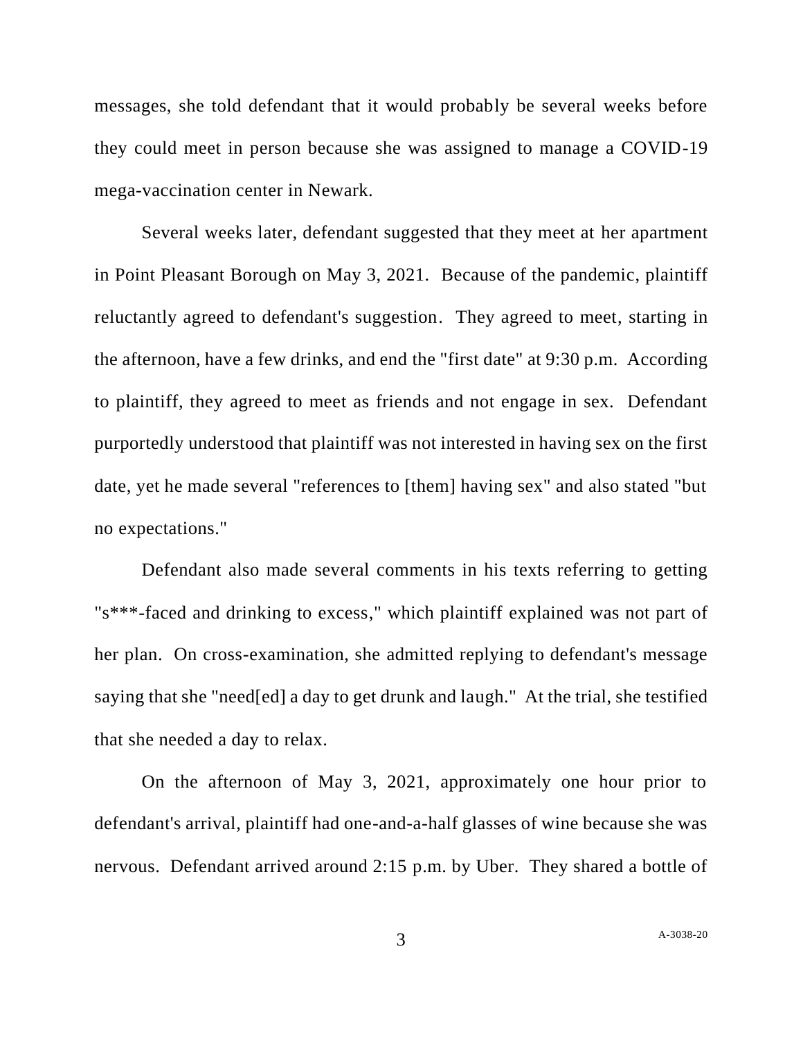messages, she told defendant that it would probably be several weeks before they could meet in person because she was assigned to manage a COVID-19 mega-vaccination center in Newark.

Several weeks later, defendant suggested that they meet at her apartment in Point Pleasant Borough on May 3, 2021. Because of the pandemic, plaintiff reluctantly agreed to defendant's suggestion. They agreed to meet, starting in the afternoon, have a few drinks, and end the "first date" at 9:30 p.m. According to plaintiff, they agreed to meet as friends and not engage in sex. Defendant purportedly understood that plaintiff was not interested in having sex on the first date, yet he made several "references to [them] having sex" and also stated "but no expectations."

Defendant also made several comments in his texts referring to getting "s***-faced and drinking to excess," which plaintiff explained was not part of her plan. On cross-examination, she admitted replying to defendant's message saying that she "need[ed] a day to get drunk and laugh." At the trial, she testified that she needed a day to relax.

On the afternoon of May 3, 2021, approximately one hour prior to defendant's arrival, plaintiff had one-and-a-half glasses of wine because she was nervous. Defendant arrived around 2:15 p.m. by Uber. They shared a bottle of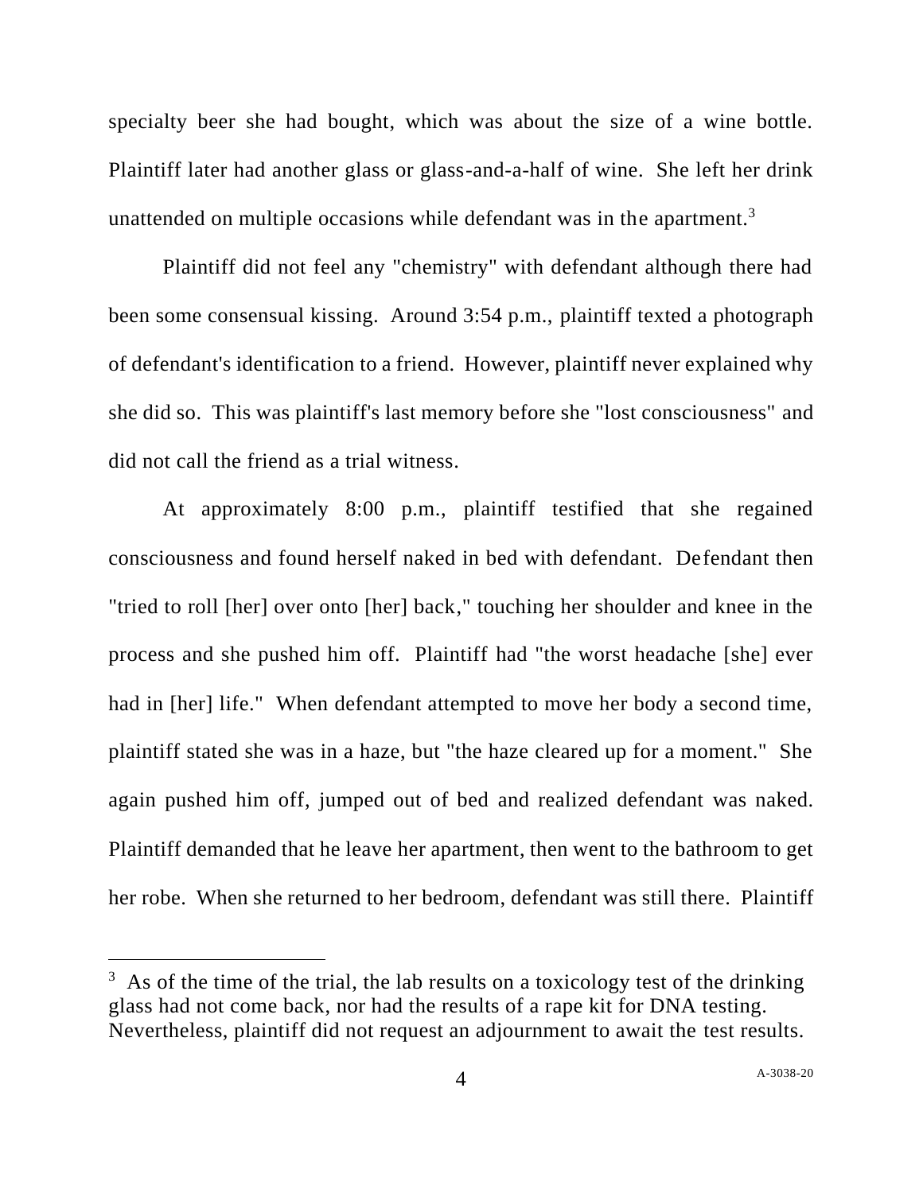specialty beer she had bought, which was about the size of a wine bottle. Plaintiff later had another glass or glass-and-a-half of wine. She left her drink unattended on multiple occasions while defendant was in the apartment.[3]

Plaintiff did not feel any "chemistry" with defendant although there had been some consensual kissing. Around 3:54 p.m., plaintiff texted a photograph of defendant's identification to a friend. However, plaintiff never explained why she did so. This was plaintiff's last memory before she "lost consciousness" and did not call the friend as a trial witness.

At approximately 8:00 p.m., plaintiff testified that she regained consciousness and found herself naked in bed with defendant. Defendant then "tried to roll [her] over onto [her] back," touching her shoulder and knee in the process and she pushed him off. Plaintiff had "the worst headache [she] ever had in [her] life." When defendant attempted to move her body a second time, plaintiff stated she was in a haze, but "the haze cleared up for a moment." She again pushed him off, jumped out of bed and realized defendant was naked. Plaintiff demanded that he leave her apartment, then went to the bathroom to get her robe. When she returned to her bedroom, defendant was still there. Plaintiff

---

[3] As of the time of the trial, the lab results on a toxicology test of the drinking glass had not come back, nor had the results of a rape kit for DNA testing. Nevertheless, plaintiff did not request an adjournment to await the test results.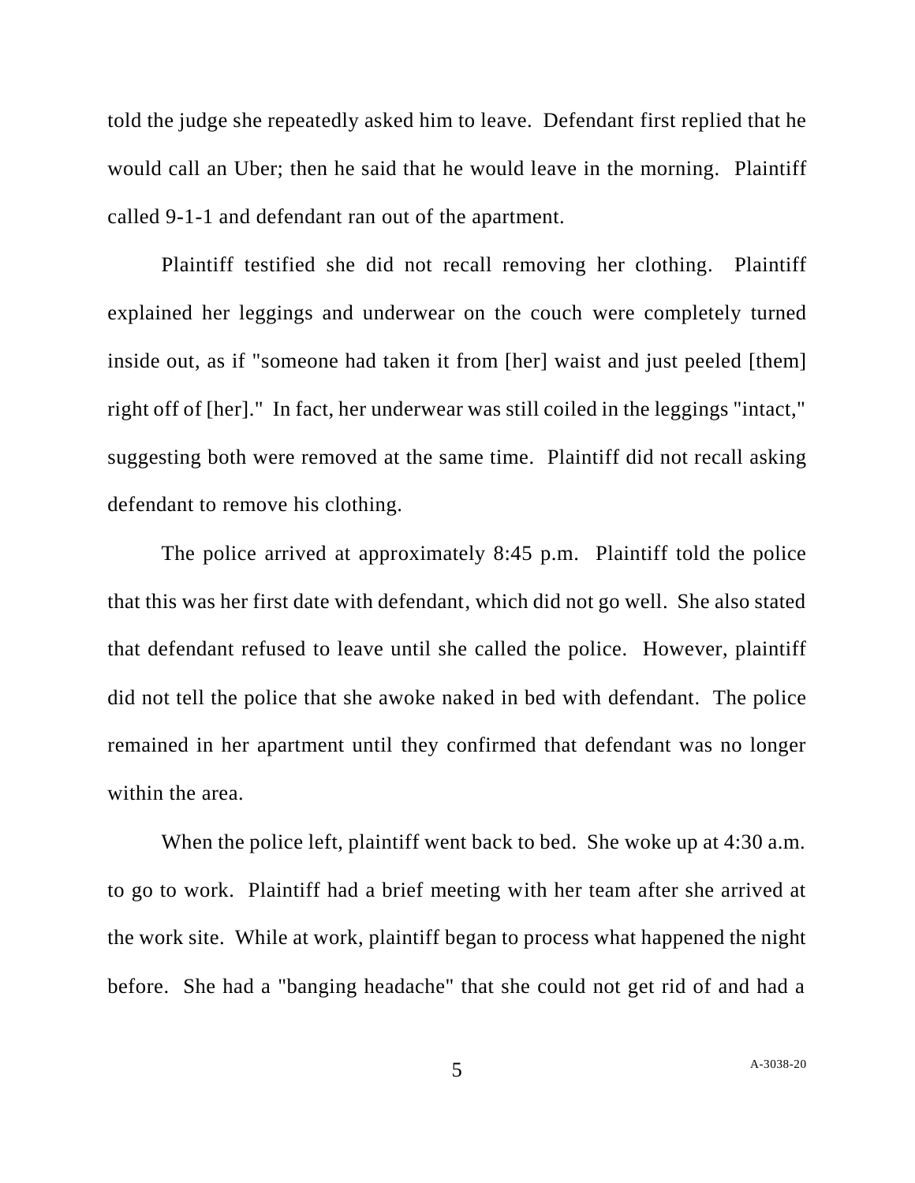told the judge she repeatedly asked him to leave. Defendant first replied that he would call an Uber; then he said that he would leave in the morning. Plaintiff called 9-1-1 and defendant ran out of the apartment.

Plaintiff testified she did not recall removing her clothing. Plaintiff explained her leggings and underwear on the couch were completely turned inside out, as if "someone had taken it from [her] waist and just peeled [them] right off of [her]." In fact, her underwear was still coiled in the leggings "intact," suggesting both were removed at the same time. Plaintiff did not recall asking defendant to remove his clothing.

The police arrived at approximately 8:45 p.m. Plaintiff told the police that this was her first date with defendant, which did not go well. She also stated that defendant refused to leave until she called the police. However, plaintiff did not tell the police that she awoke naked in bed with defendant. The police remained in her apartment until they confirmed that defendant was no longer within the area.

When the police left, plaintiff went back to bed. She woke up at 4:30 a.m. to go to work. Plaintiff had a brief meeting with her team after she arrived at the work site. While at work, plaintiff began to process what happened the night before. She had a "banging headache" that she could not get rid of and had a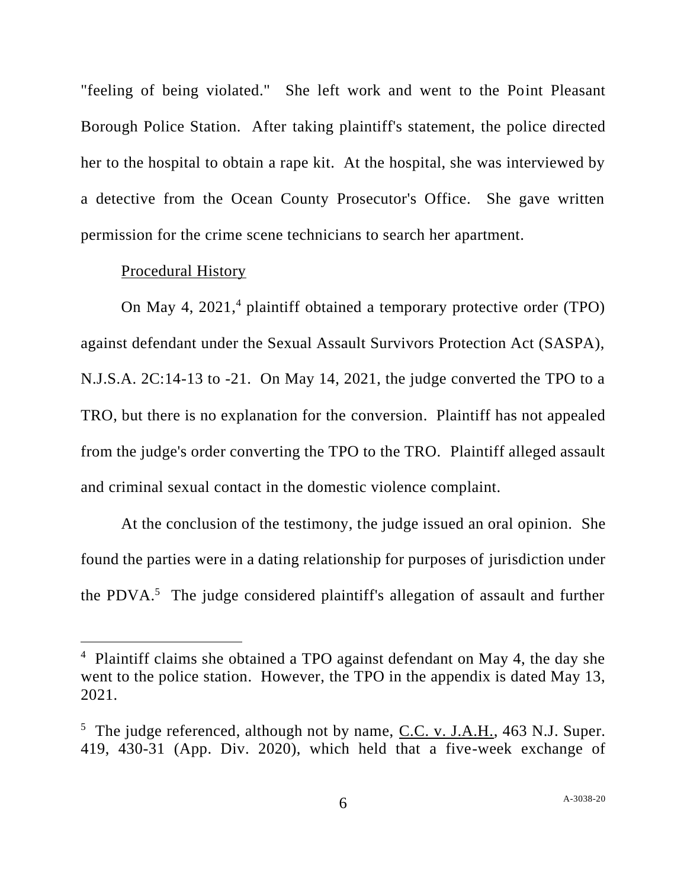"feeling of being violated." She left work and went to the Point Pleasant Borough Police Station. After taking plaintiff's statement, the police directed her to the hospital to obtain a rape kit. At the hospital, she was interviewed by a detective from the Ocean County Prosecutor's Office. She gave written permission for the crime scene technicians to search her apartment.

Procedural History

On May 4, 2021,[4] plaintiff obtained a temporary protective order (TPO) against defendant under the Sexual Assault Survivors Protection Act (SASPA), N.J.S.A. 2C:14-13 to -21. On May 14, 2021, the judge converted the TPO to a TRO, but there is no explanation for the conversion. Plaintiff has not appealed from the judge's order converting the TPO to the TRO. Plaintiff alleged assault and criminal sexual contact in the domestic violence complaint.

At the conclusion of the testimony, the judge issued an oral opinion. She found the parties were in a dating relationship for purposes of jurisdiction under the PDVA.[5] The judge considered plaintiff's allegation of assault and further

---

[4] Plaintiff claims she obtained a TPO against defendant on May 4, the day she went to the police station. However, the TPO in the appendix is dated May 13, 2021.

[5] The judge referenced, although not by name, C.C. v. J.A.H., 463 N.J. Super. 419, 430-31 (App. Div. 2020), which held that a five-week exchange of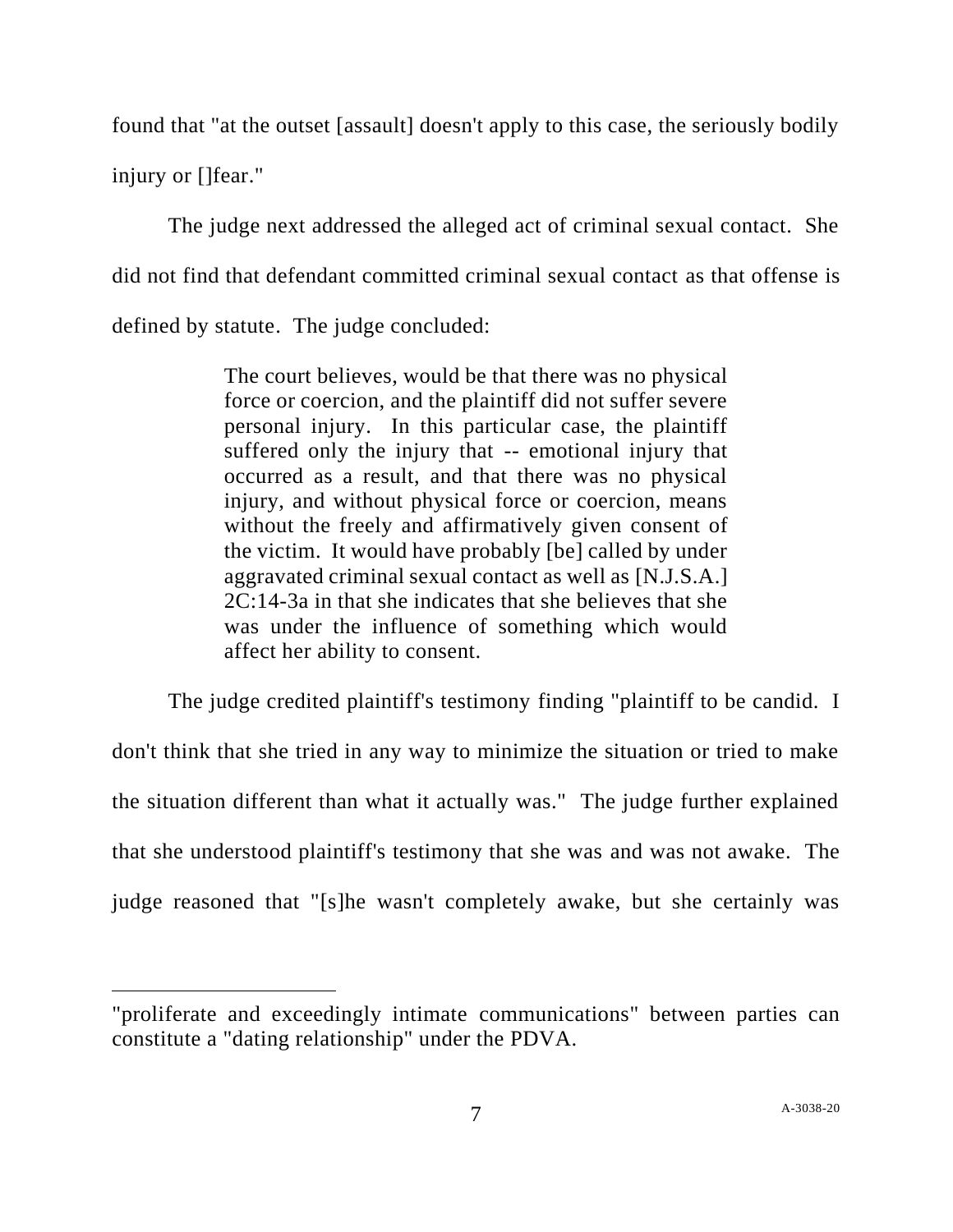found that "at the outset [assault] doesn't apply to this case, the seriously bodily injury or []fear."

The judge next addressed the alleged act of criminal sexual contact. She did not find that defendant committed criminal sexual contact as that offense is defined by statute. The judge concluded:

> The court believes, would be that there was no physical force or coercion, and the plaintiff did not suffer severe personal injury. In this particular case, the plaintiff suffered only the injury that -- emotional injury that occurred as a result, and that there was no physical injury, and without physical force or coercion, means without the freely and affirmatively given consent of the victim. It would have probably [be] called by under aggravated criminal sexual contact as well as [N.J.S.A.] 2C:14-3a in that she indicates that she believes that she was under the influence of something which would affect her ability to consent.

The judge credited plaintiff's testimony finding "plaintiff to be candid. I don't think that she tried in any way to minimize the situation or tried to make the situation different than what it actually was." The judge further explained that she understood plaintiff's testimony that she was and was not awake. The judge reasoned that "[s]he wasn't completely awake, but she certainly was

---

"proliferate and exceedingly intimate communications" between parties can constitute a "dating relationship" under the PDVA.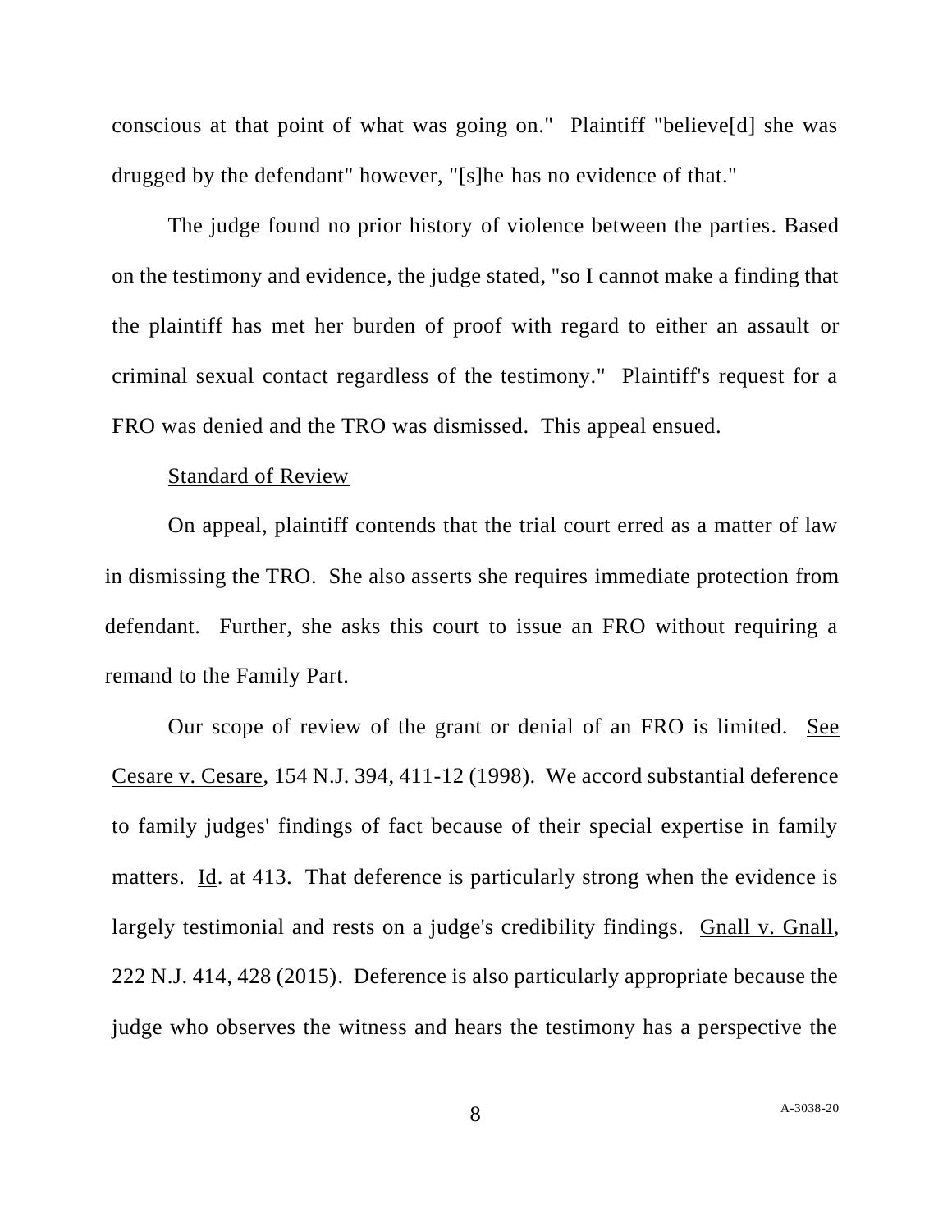conscious at that point of what was going on." Plaintiff "believe[d] she was drugged by the defendant" however, "[s]he has no evidence of that."

The judge found no prior history of violence between the parties. Based on the testimony and evidence, the judge stated, "so I cannot make a finding that the plaintiff has met her burden of proof with regard to either an assault or criminal sexual contact regardless of the testimony." Plaintiff's request for a FRO was denied and the TRO was dismissed. This appeal ensued.

Standard of Review

On appeal, plaintiff contends that the trial court erred as a matter of law in dismissing the TRO. She also asserts she requires immediate protection from defendant. Further, she asks this court to issue an FRO without requiring a remand to the Family Part.

Our scope of review of the grant or denial of an FRO is limited. See Cesare v. Cesare, 154 N.J. 394, 411-12 (1998). We accord substantial deference to family judges' findings of fact because of their special expertise in family matters. Id. at 413. That deference is particularly strong when the evidence is largely testimonial and rests on a judge's credibility findings. Gnall v. Gnall, 222 N.J. 414, 428 (2015). Deference is also particularly appropriate because the judge who observes the witness and hears the testimony has a perspective the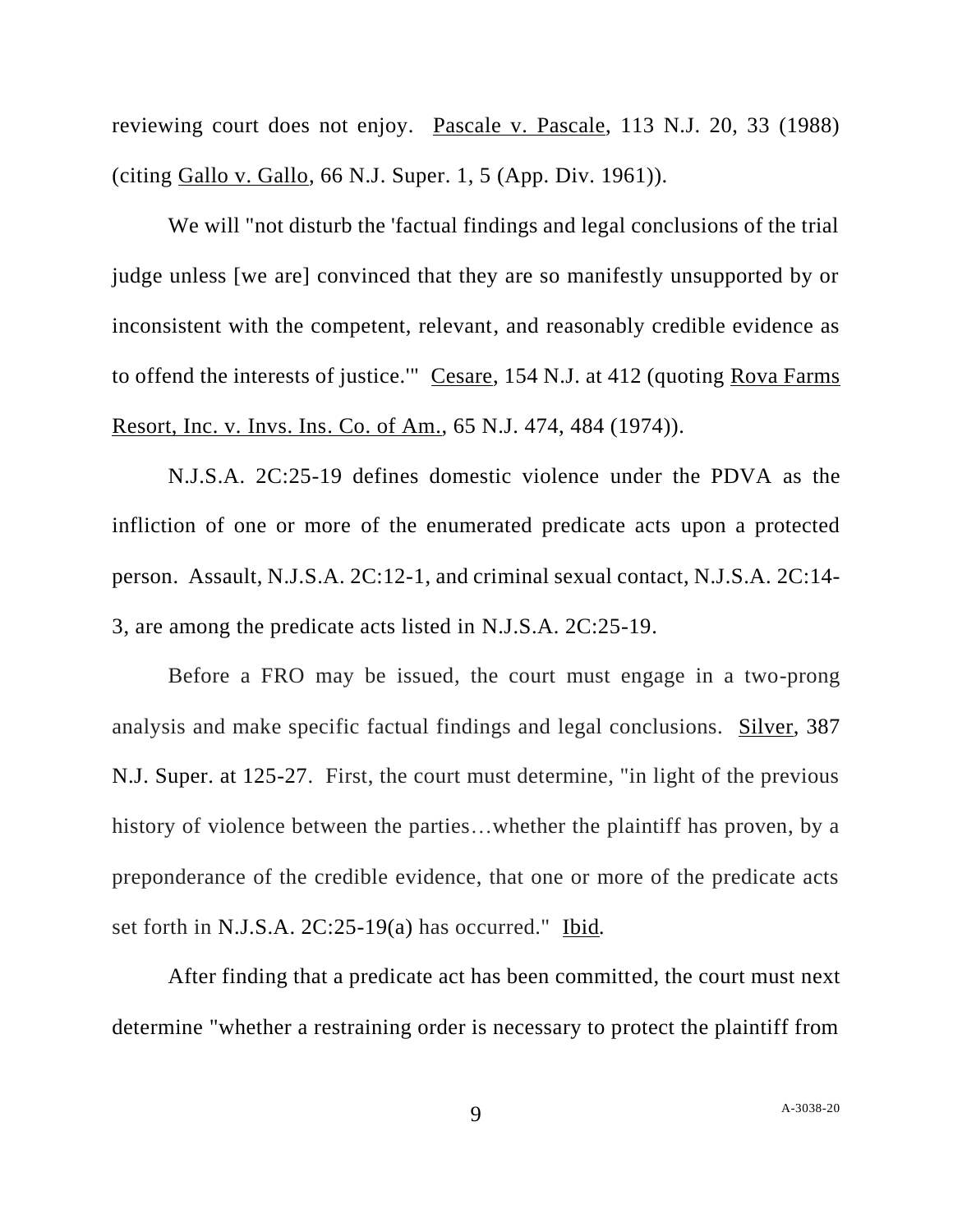reviewing court does not enjoy. Pascale v. Pascale, 113 N.J. 20, 33 (1988) (citing Gallo v. Gallo, 66 N.J. Super. 1, 5 (App. Div. 1961)).

We will "not disturb the 'factual findings and legal conclusions of the trial judge unless [we are] convinced that they are so manifestly unsupported by or inconsistent with the competent, relevant, and reasonably credible evidence as to offend the interests of justice.'" Cesare, 154 N.J. at 412 (quoting Rova Farms Resort, Inc. v. Invs. Ins. Co. of Am., 65 N.J. 474, 484 (1974)).

N.J.S.A. 2C:25-19 defines domestic violence under the PDVA as the infliction of one or more of the enumerated predicate acts upon a protected person. Assault, N.J.S.A. 2C:12-1, and criminal sexual contact, N.J.S.A. 2C:14-3, are among the predicate acts listed in N.J.S.A. 2C:25-19.

Before a FRO may be issued, the court must engage in a two-prong analysis and make specific factual findings and legal conclusions. Silver, 387 N.J. Super. at 125-27. First, the court must determine, "in light of the previous history of violence between the parties…whether the plaintiff has proven, by a preponderance of the credible evidence, that one or more of the predicate acts set forth in N.J.S.A. 2C:25-19(a) has occurred." Ibid.

After finding that a predicate act has been committed, the court must next determine "whether a restraining order is necessary to protect the plaintiff from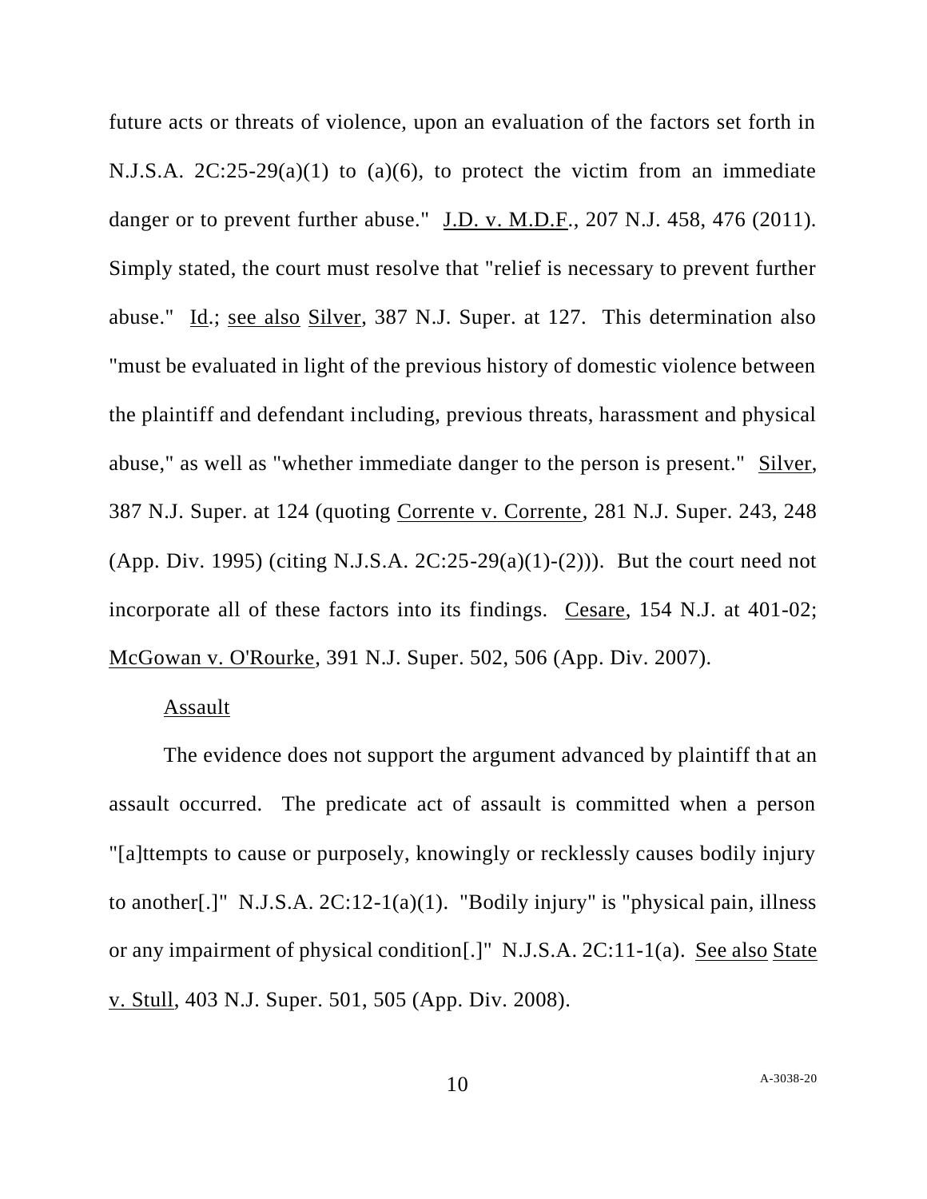future acts or threats of violence, upon an evaluation of the factors set forth in N.J.S.A. 2C:25-29(a)(1) to (a)(6), to protect the victim from an immediate danger or to prevent further abuse." J.D. v. M.D.F., 207 N.J. 458, 476 (2011). Simply stated, the court must resolve that "relief is necessary to prevent further abuse." Id.; see also Silver, 387 N.J. Super. at 127. This determination also "must be evaluated in light of the previous history of domestic violence between the plaintiff and defendant including, previous threats, harassment and physical abuse," as well as "whether immediate danger to the person is present." Silver, 387 N.J. Super. at 124 (quoting Corrente v. Corrente, 281 N.J. Super. 243, 248 (App. Div. 1995) (citing N.J.S.A. 2C:25-29(a)(1)-(2))). But the court need not incorporate all of these factors into its findings. Cesare, 154 N.J. at 401-02; McGowan v. O'Rourke, 391 N.J. Super. 502, 506 (App. Div. 2007).

Assault

The evidence does not support the argument advanced by plaintiff that an assault occurred. The predicate act of assault is committed when a person "[a]ttempts to cause or purposely, knowingly or recklessly causes bodily injury to another[.]" N.J.S.A. 2C:12-1(a)(1). "Bodily injury" is "physical pain, illness or any impairment of physical condition[.]" N.J.S.A. 2C:11-1(a). See also State v. Stull, 403 N.J. Super. 501, 505 (App. Div. 2008).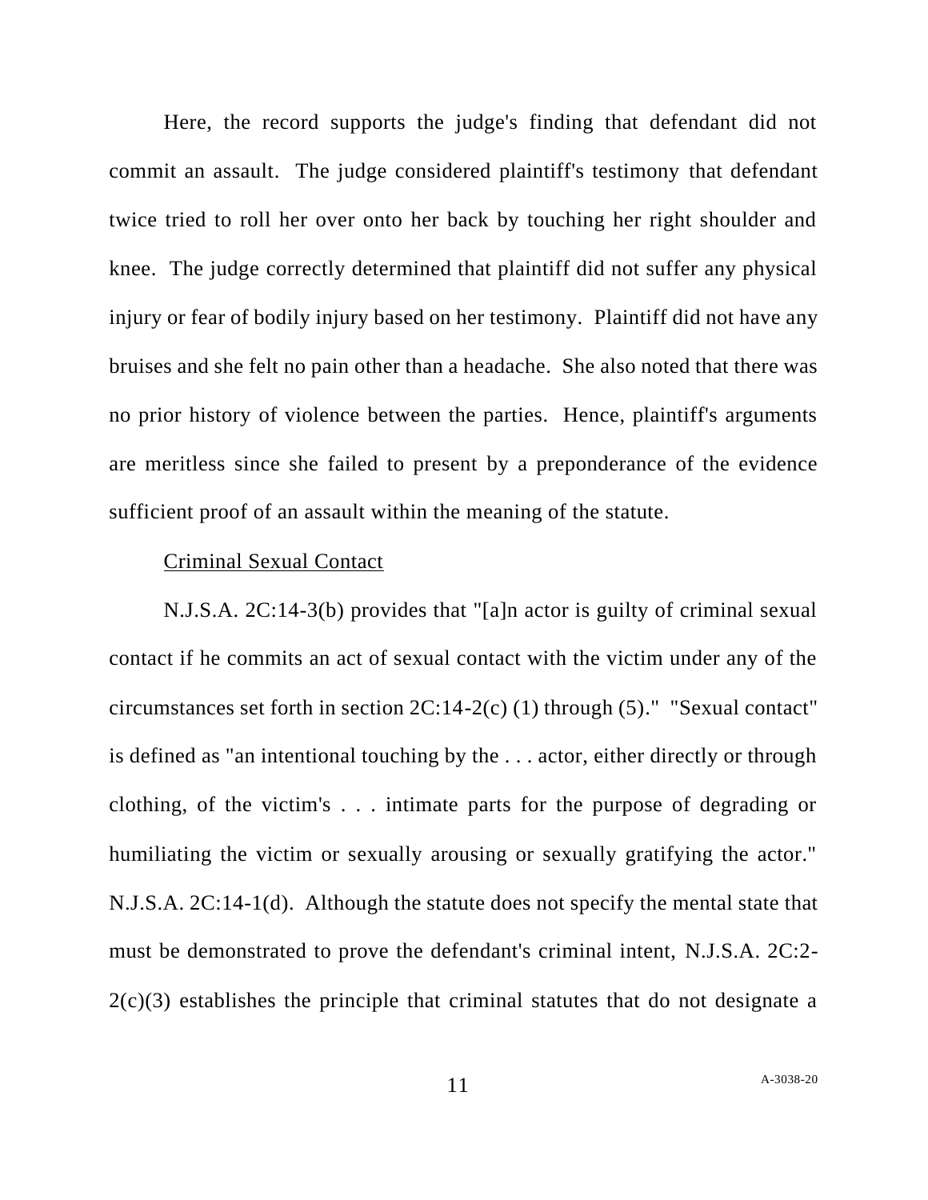Here, the record supports the judge's finding that defendant did not commit an assault. The judge considered plaintiff's testimony that defendant twice tried to roll her over onto her back by touching her right shoulder and knee. The judge correctly determined that plaintiff did not suffer any physical injury or fear of bodily injury based on her testimony. Plaintiff did not have any bruises and she felt no pain other than a headache. She also noted that there was no prior history of violence between the parties. Hence, plaintiff's arguments are meritless since she failed to present by a preponderance of the evidence sufficient proof of an assault within the meaning of the statute.

<u>Criminal Sexual Contact</u>

N.J.S.A. 2C:14-3(b) provides that "[a]n actor is guilty of criminal sexual contact if he commits an act of sexual contact with the victim under any of the circumstances set forth in section 2C:14-2(c) (1) through (5)." "Sexual contact" is defined as "an intentional touching by the . . . actor, either directly or through clothing, of the victim's . . . intimate parts for the purpose of degrading or humiliating the victim or sexually arousing or sexually gratifying the actor." N.J.S.A. 2C:14-1(d). Although the statute does not specify the mental state that must be demonstrated to prove the defendant's criminal intent, N.J.S.A. 2C:2-2(c)(3) establishes the principle that criminal statutes that do not designate a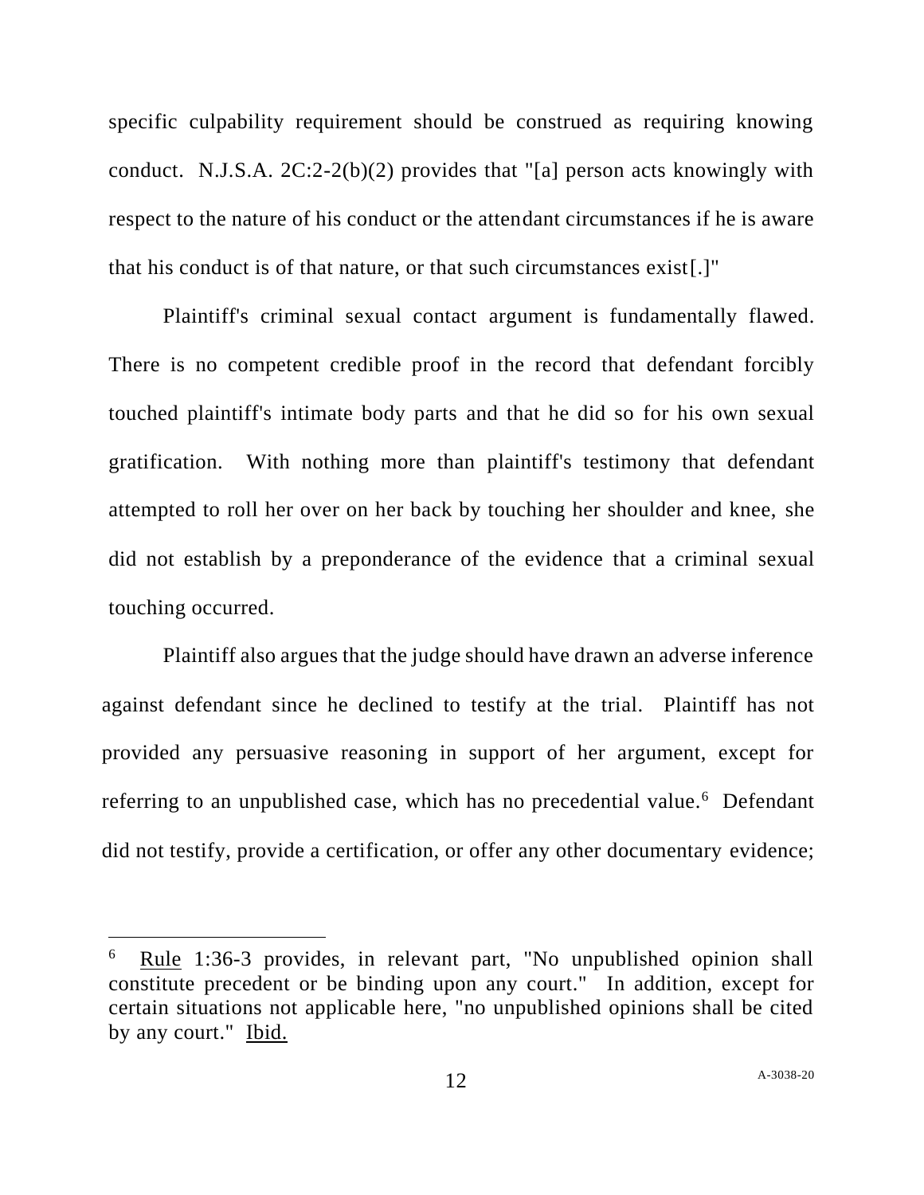specific culpability requirement should be construed as requiring knowing conduct. N.J.S.A. 2C:2-2(b)(2) provides that "[a] person acts knowingly with respect to the nature of his conduct or the attendant circumstances if he is aware that his conduct is of that nature, or that such circumstances exist[.]"

Plaintiff's criminal sexual contact argument is fundamentally flawed. There is no competent credible proof in the record that defendant forcibly touched plaintiff's intimate body parts and that he did so for his own sexual gratification. With nothing more than plaintiff's testimony that defendant attempted to roll her over on her back by touching her shoulder and knee, she did not establish by a preponderance of the evidence that a criminal sexual touching occurred.

Plaintiff also argues that the judge should have drawn an adverse inference against defendant since he declined to testify at the trial. Plaintiff has not provided any persuasive reasoning in support of her argument, except for referring to an unpublished case, which has no precedential value.[6] Defendant did not testify, provide a certification, or offer any other documentary evidence;

---

[6] Rule 1:36-3 provides, in relevant part, "No unpublished opinion shall constitute precedent or be binding upon any court." In addition, except for certain situations not applicable here, "no unpublished opinions shall be cited by any court." Ibid.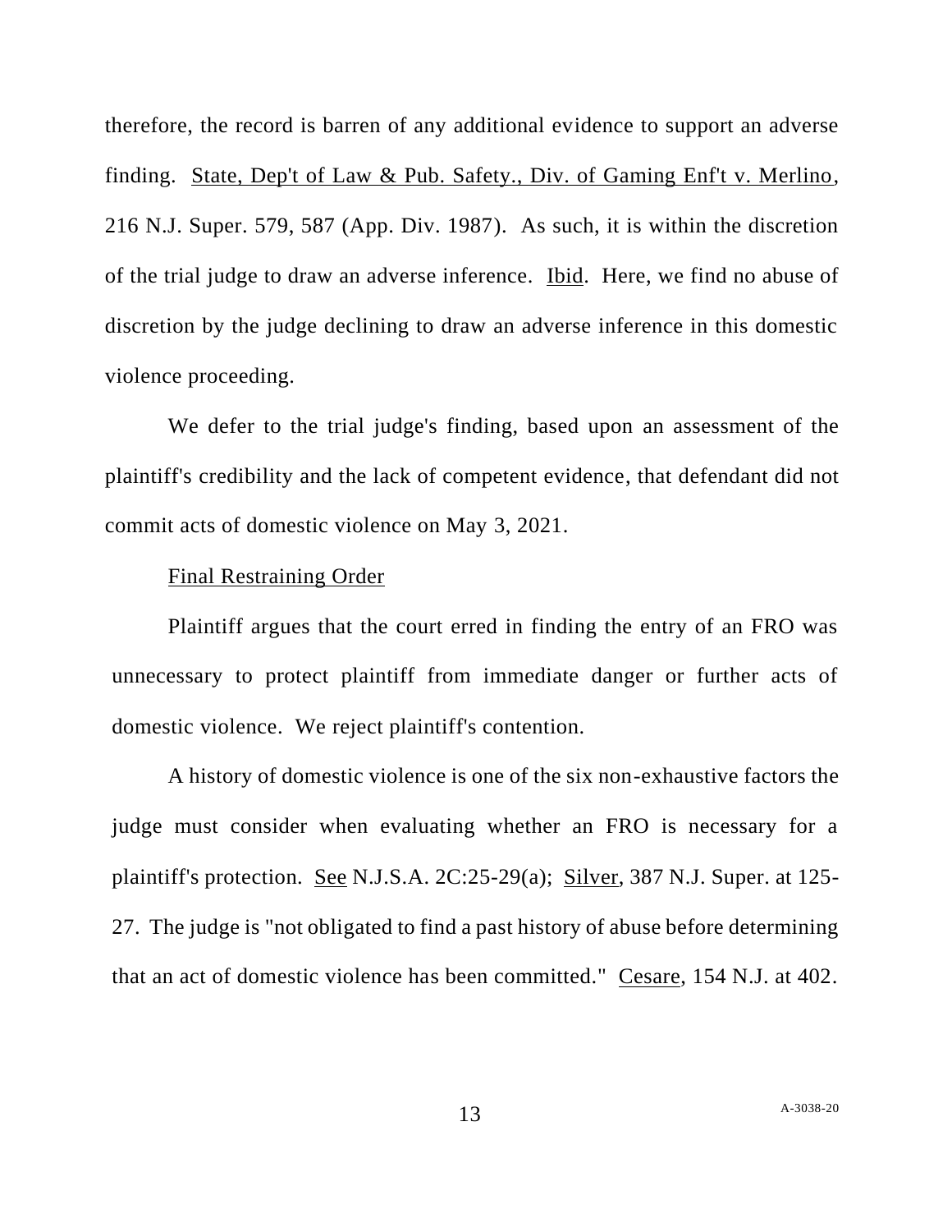therefore, the record is barren of any additional evidence to support an adverse finding. State, Dep't of Law & Pub. Safety., Div. of Gaming Enf't v. Merlino, 216 N.J. Super. 579, 587 (App. Div. 1987). As such, it is within the discretion of the trial judge to draw an adverse inference. Ibid. Here, we find no abuse of discretion by the judge declining to draw an adverse inference in this domestic violence proceeding.

We defer to the trial judge's finding, based upon an assessment of the plaintiff's credibility and the lack of competent evidence, that defendant did not commit acts of domestic violence on May 3, 2021.

Final Restraining Order

Plaintiff argues that the court erred in finding the entry of an FRO was unnecessary to protect plaintiff from immediate danger or further acts of domestic violence. We reject plaintiff's contention.

A history of domestic violence is one of the six non-exhaustive factors the judge must consider when evaluating whether an FRO is necessary for a plaintiff's protection. See N.J.S.A. 2C:25-29(a); Silver, 387 N.J. Super. at 125-27. The judge is "not obligated to find a past history of abuse before determining that an act of domestic violence has been committed." Cesare, 154 N.J. at 402.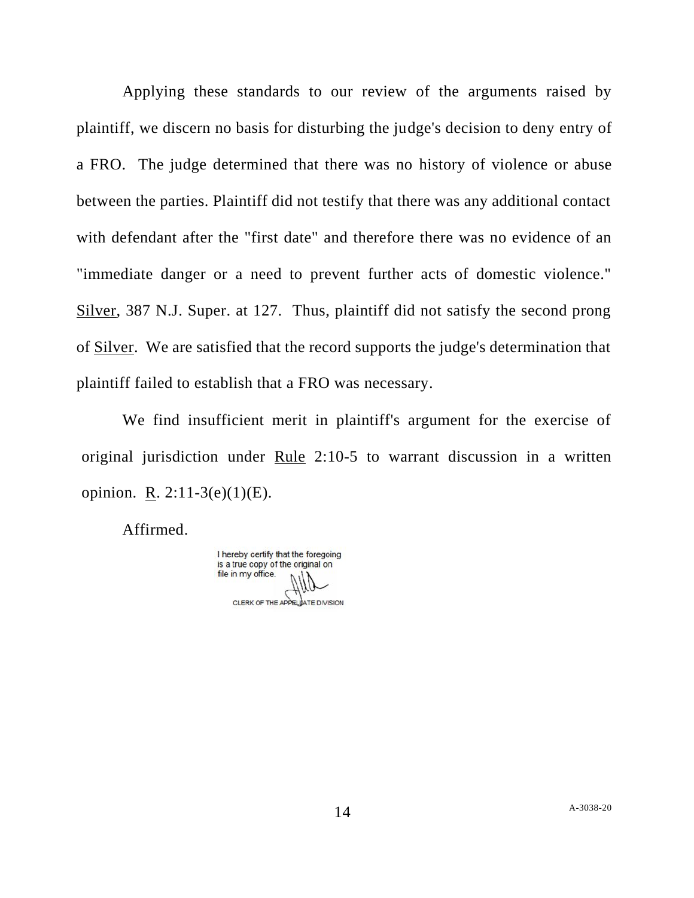Applying these standards to our review of the arguments raised by plaintiff, we discern no basis for disturbing the judge's decision to deny entry of a FRO. The judge determined that there was no history of violence or abuse between the parties. Plaintiff did not testify that there was any additional contact with defendant after the "first date" and therefore there was no evidence of an "immediate danger or a need to prevent further acts of domestic violence." Silver, 387 N.J. Super. at 127. Thus, plaintiff did not satisfy the second prong of Silver. We are satisfied that the record supports the judge's determination that plaintiff failed to establish that a FRO was necessary.

We find insufficient merit in plaintiff's argument for the exercise of original jurisdiction under Rule 2:10-5 to warrant discussion in a written opinion. R. 2:11-3(e)(1)(E).

Affirmed.

I hereby certify that the foregoing is a true copy of the original on file in my office.

CLERK OF THE APPELLATE DIVISION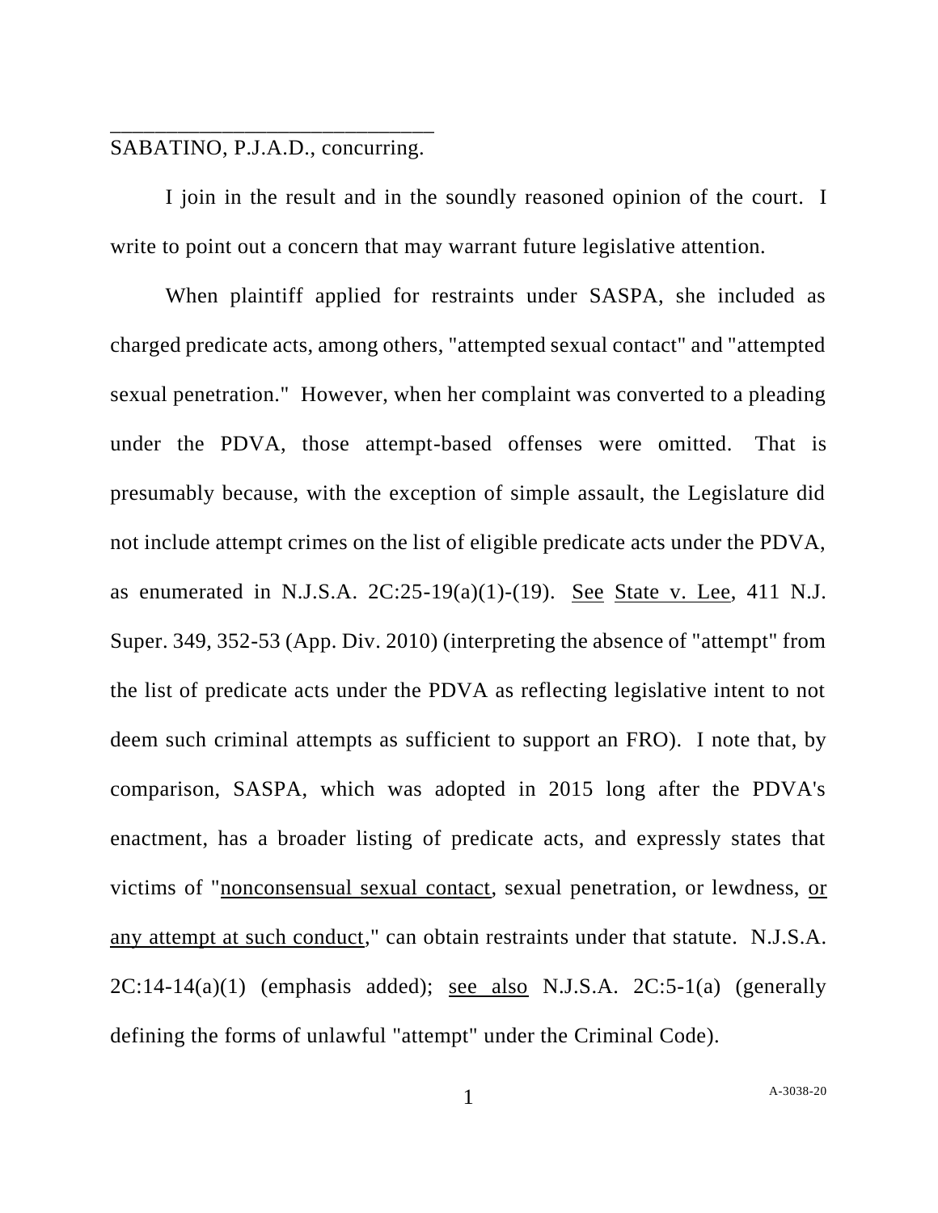______________________________

SABATINO, P.J.A.D., concurring.

I join in the result and in the soundly reasoned opinion of the court. I write to point out a concern that may warrant future legislative attention.

When plaintiff applied for restraints under SASPA, she included as charged predicate acts, among others, "attempted sexual contact" and "attempted sexual penetration." However, when her complaint was converted to a pleading under the PDVA, those attempt-based offenses were omitted. That is presumably because, with the exception of simple assault, the Legislature did not include attempt crimes on the list of eligible predicate acts under the PDVA, as enumerated in N.J.S.A. 2C:25-19(a)(1)-(19). See State v. Lee, 411 N.J. Super. 349, 352-53 (App. Div. 2010) (interpreting the absence of "attempt" from the list of predicate acts under the PDVA as reflecting legislative intent to not deem such criminal attempts as sufficient to support an FRO). I note that, by comparison, SASPA, which was adopted in 2015 long after the PDVA's enactment, has a broader listing of predicate acts, and expressly states that victims of "nonconsensual sexual contact, sexual penetration, or lewdness, or any attempt at such conduct," can obtain restraints under that statute. N.J.S.A. 2C:14-14(a)(1) (emphasis added); see also N.J.S.A. 2C:5-1(a) (generally defining the forms of unlawful "attempt" under the Criminal Code).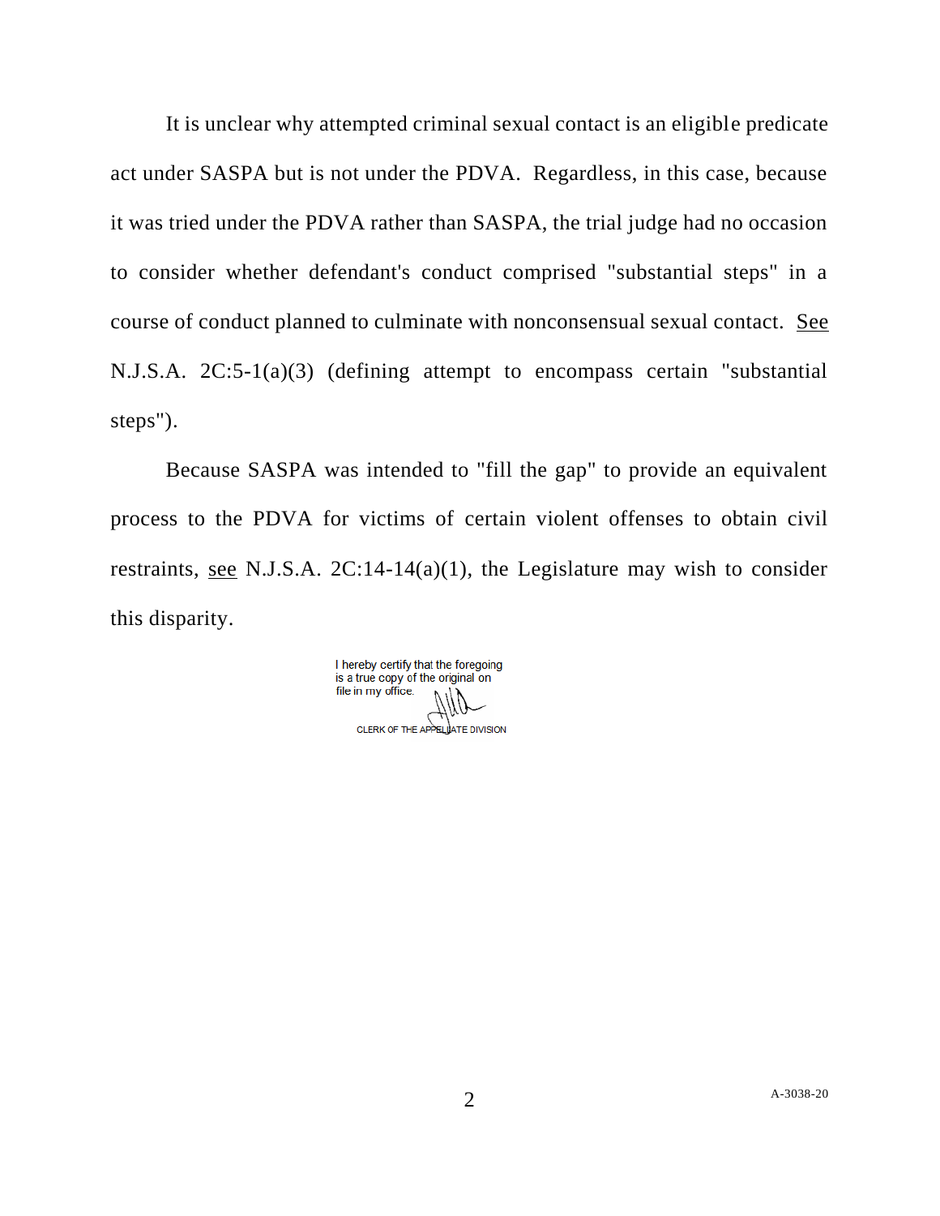It is unclear why attempted criminal sexual contact is an eligible predicate act under SASPA but is not under the PDVA. Regardless, in this case, because it was tried under the PDVA rather than SASPA, the trial judge had no occasion to consider whether defendant's conduct comprised "substantial steps" in a course of conduct planned to culminate with nonconsensual sexual contact. See N.J.S.A. 2C:5-1(a)(3) (defining attempt to encompass certain "substantial steps").

Because SASPA was intended to "fill the gap" to provide an equivalent process to the PDVA for victims of certain violent offenses to obtain civil restraints, see N.J.S.A. 2C:14-14(a)(1), the Legislature may wish to consider this disparity.

I hereby certify that the foregoing is a true copy of the original on file in my office.

CLERK OF THE APPELLATE DIVISION